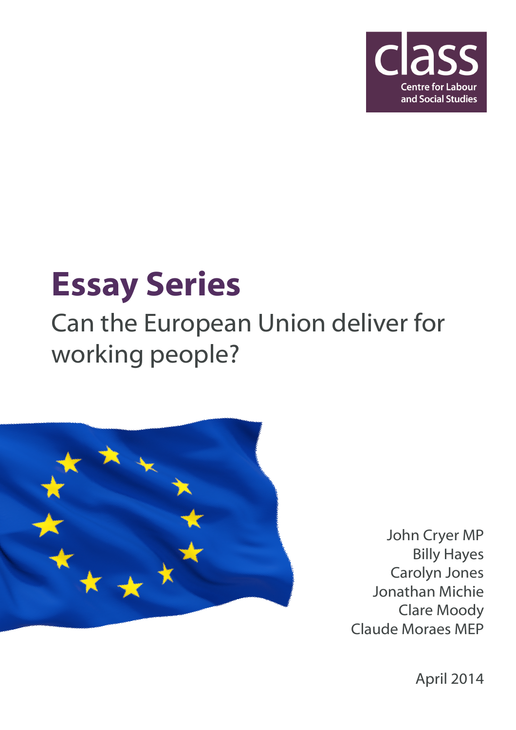class
Centre for Labour and Social Studies

# Essay Series

## Can the European Union deliver for working people?

John Cryer MP
Billy Hayes
Carolyn Jones
Jonathan Michie
Clare Moody
Claude Moraes MEP

April 2014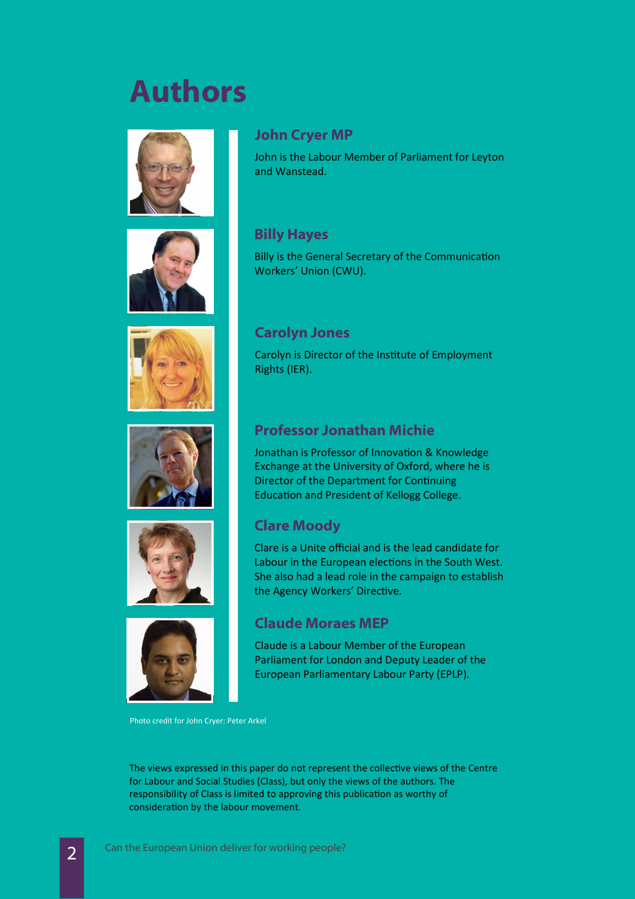# Authors

## John Cryer MP

John is the Labour Member of Parliament for Leyton and Wanstead.

## Billy Hayes

Billy is the General Secretary of the Communication Workers' Union (CWU).

## Carolyn Jones

Carolyn is Director of the Institute of Employment Rights (IER).

## Professor Jonathan Michie

Jonathan is Professor of Innovation & Knowledge Exchange at the University of Oxford, where he is Director of the Department for Continuing Education and President of Kellogg College.

## Clare Moody

Clare is a Unite official and is the lead candidate for Labour in the European elections in the South West. She also had a lead role in the campaign to establish the Agency Workers' Directive.

## Claude Moraes MEP

Claude is a Labour Member of the European Parliament for London and Deputy Leader of the European Parliamentary Labour Party (EPLP).

Photo credit for John Cryer: Peter Arkel

The views expressed in this paper do not represent the collective views of the Centre for Labour and Social Studies (Class), but only the views of the authors. The responsibility of Class is limited to approving this publication as worthy of consideration by the labour movement.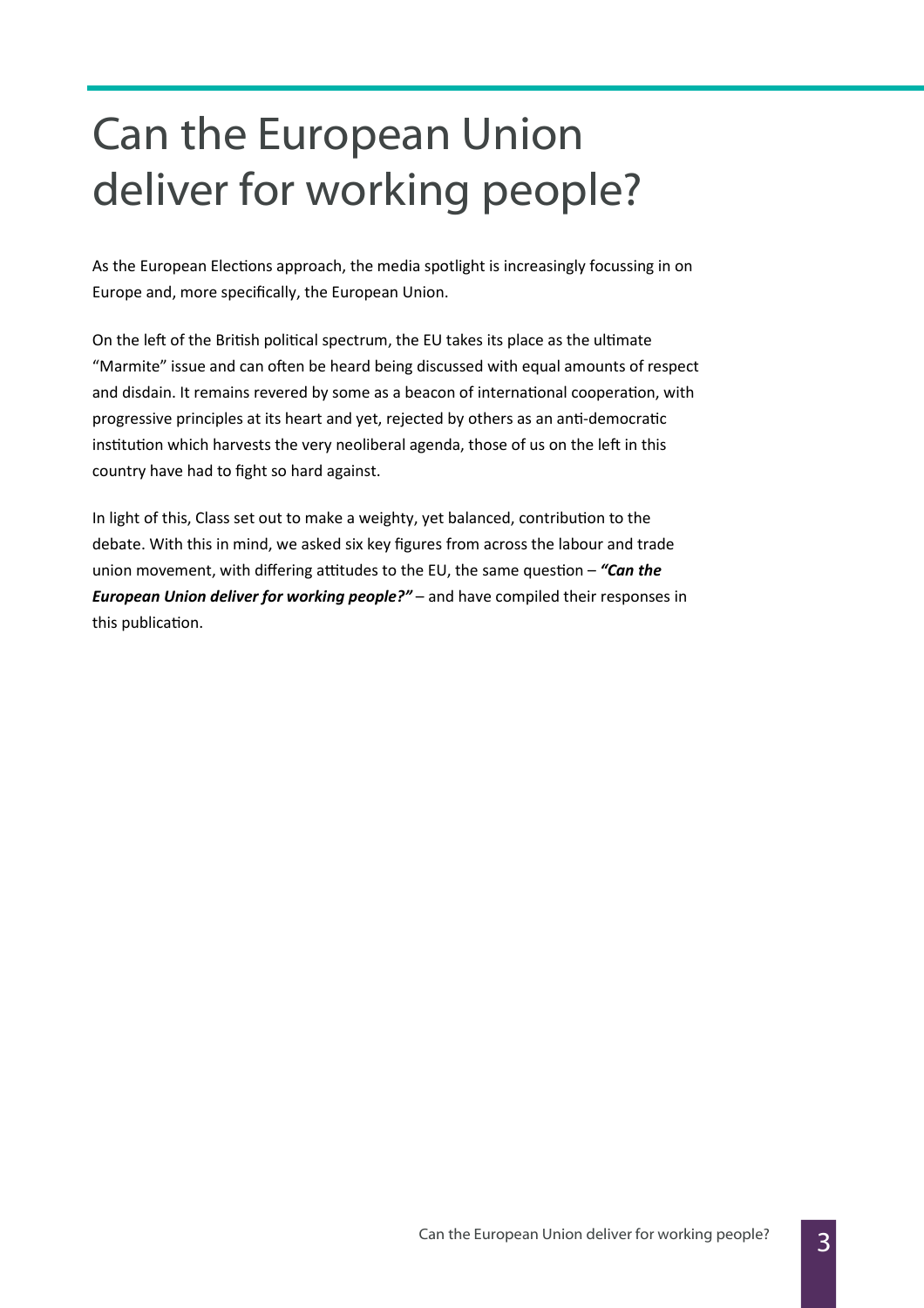# Can the European Union deliver for working people?

As the European Elections approach, the media spotlight is increasingly focussing in on Europe and, more specifically, the European Union.

On the left of the British political spectrum, the EU takes its place as the ultimate "Marmite" issue and can often be heard being discussed with equal amounts of respect and disdain. It remains revered by some as a beacon of international cooperation, with progressive principles at its heart and yet, rejected by others as an anti-democratic institution which harvests the very neoliberal agenda, those of us on the left in this country have had to fight so hard against.

In light of this, Class set out to make a weighty, yet balanced, contribution to the debate. With this in mind, we asked six key figures from across the labour and trade union movement, with differing attitudes to the EU, the same question – ***"Can the European Union deliver for working people?"*** – and have compiled their responses in this publication.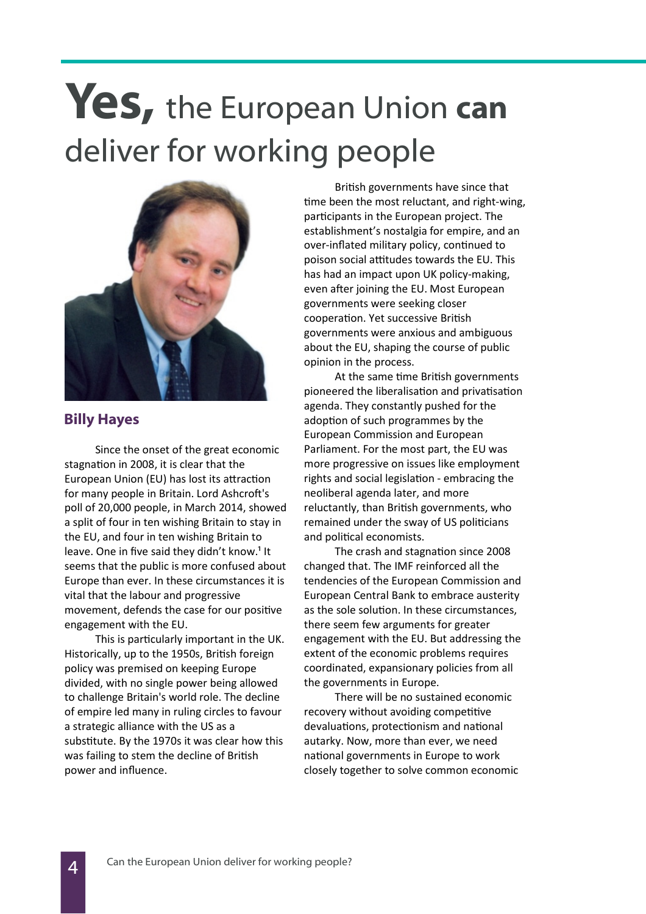# **Yes,** the European Union **can** deliver for working people

**Billy Hayes**

Since the onset of the great economic stagnation in 2008, it is clear that the European Union (EU) has lost its attraction for many people in Britain. Lord Ashcroft's poll of 20,000 people, in March 2014, showed a split of four in ten wishing Britain to stay in the EU, and four in ten wishing Britain to leave. One in five said they didn't know.[1] It seems that the public is more confused about Europe than ever. In these circumstances it is vital that the labour and progressive movement, defends the case for our positive engagement with the EU.

This is particularly important in the UK. Historically, up to the 1950s, British foreign policy was premised on keeping Europe divided, with no single power being allowed to challenge Britain's world role. The decline of empire led many in ruling circles to favour a strategic alliance with the US as a substitute. By the 1970s it was clear how this was failing to stem the decline of British power and influence.

British governments have since that time been the most reluctant, and right-wing, participants in the European project. The establishment's nostalgia for empire, and an over-inflated military policy, continued to poison social attitudes towards the EU. This has had an impact upon UK policy-making, even after joining the EU. Most European governments were seeking closer cooperation. Yet successive British governments were anxious and ambiguous about the EU, shaping the course of public opinion in the process.

At the same time British governments pioneered the liberalisation and privatisation agenda. They constantly pushed for the adoption of such programmes by the European Commission and European Parliament. For the most part, the EU was more progressive on issues like employment rights and social legislation - embracing the neoliberal agenda later, and more reluctantly, than British governments, who remained under the sway of US politicians and political economists.

The crash and stagnation since 2008 changed that. The IMF reinforced all the tendencies of the European Commission and European Central Bank to embrace austerity as the sole solution. In these circumstances, there seem few arguments for greater engagement with the EU. But addressing the extent of the economic problems requires coordinated, expansionary policies from all the governments in Europe.

There will be no sustained economic recovery without avoiding competitive devaluations, protectionism and national autarky. Now, more than ever, we need national governments in Europe to work closely together to solve common economic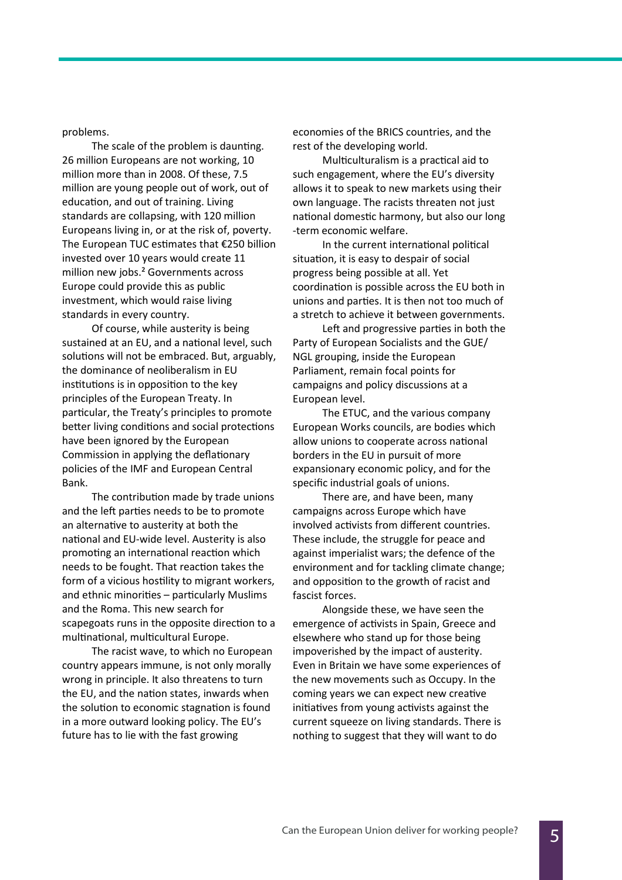problems.

The scale of the problem is daunting. 26 million Europeans are not working, 10 million more than in 2008. Of these, 7.5 million are young people out of work, out of education, and out of training. Living standards are collapsing, with 120 million Europeans living in, or at the risk of, poverty. The European TUC estimates that €250 billion invested over 10 years would create 11 million new jobs.[2] Governments across Europe could provide this as public investment, which would raise living standards in every country.

Of course, while austerity is being sustained at an EU, and a national level, such solutions will not be embraced. But, arguably, the dominance of neoliberalism in EU institutions is in opposition to the key principles of the European Treaty. In particular, the Treaty's principles to promote better living conditions and social protections have been ignored by the European Commission in applying the deflationary policies of the IMF and European Central Bank.

The contribution made by trade unions and the left parties needs to be to promote an alternative to austerity at both the national and EU-wide level. Austerity is also promoting an international reaction which needs to be fought. That reaction takes the form of a vicious hostility to migrant workers, and ethnic minorities – particularly Muslims and the Roma. This new search for scapegoats runs in the opposite direction to a multinational, multicultural Europe.

The racist wave, to which no European country appears immune, is not only morally wrong in principle. It also threatens to turn the EU, and the nation states, inwards when the solution to economic stagnation is found in a more outward looking policy. The EU's future has to lie with the fast growing economies of the BRICS countries, and the rest of the developing world.

Multiculturalism is a practical aid to such engagement, where the EU's diversity allows it to speak to new markets using their own language. The racists threaten not just national domestic harmony, but also our long-term economic welfare.

In the current international political situation, it is easy to despair of social progress being possible at all. Yet coordination is possible across the EU both in unions and parties. It is then not too much of a stretch to achieve it between governments.

Left and progressive parties in both the Party of European Socialists and the GUE/NGL grouping, inside the European Parliament, remain focal points for campaigns and policy discussions at a European level.

The ETUC, and the various company European Works councils, are bodies which allow unions to cooperate across national borders in the EU in pursuit of more expansionary economic policy, and for the specific industrial goals of unions.

There are, and have been, many campaigns across Europe which have involved activists from different countries. These include, the struggle for peace and against imperialist wars; the defence of the environment and for tackling climate change; and opposition to the growth of racist and fascist forces.

Alongside these, we have seen the emergence of activists in Spain, Greece and elsewhere who stand up for those being impoverished by the impact of austerity. Even in Britain we have some experiences of the new movements such as Occupy. In the coming years we can expect new creative initiatives from young activists against the current squeeze on living standards. There is nothing to suggest that they will want to do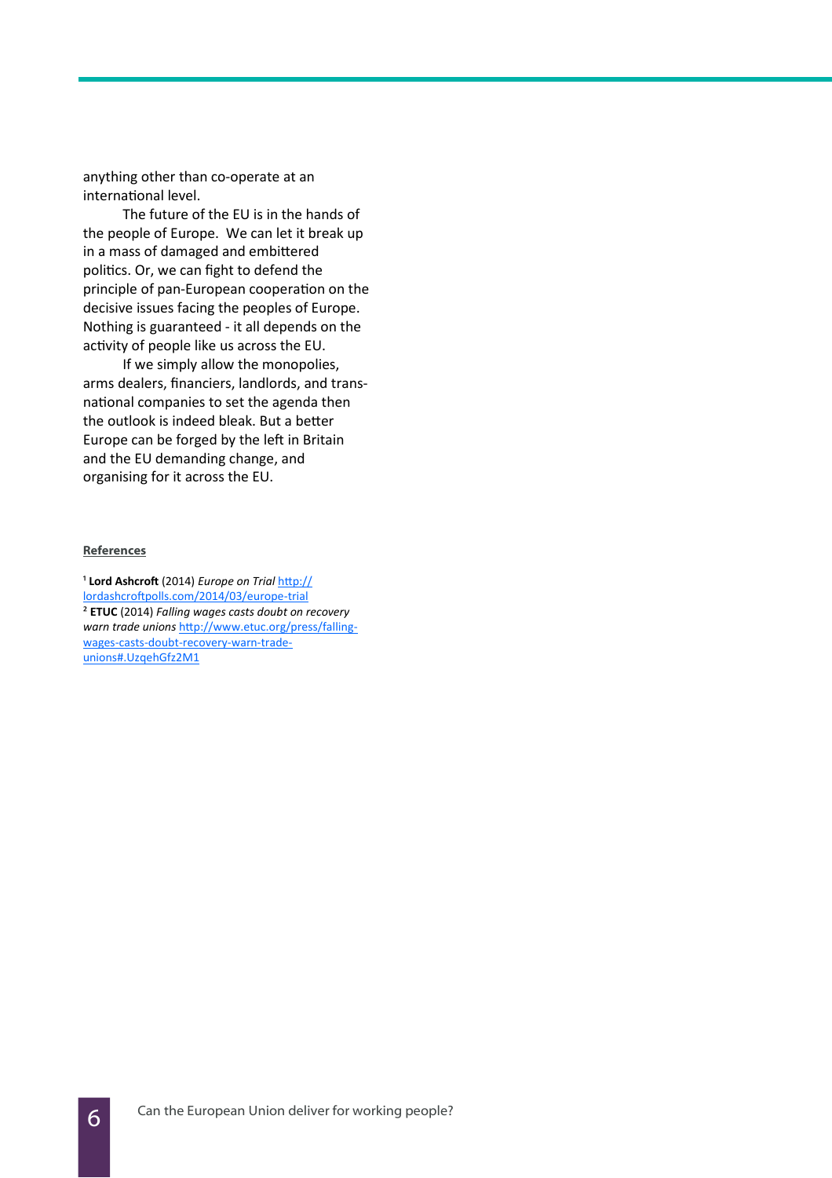anything other than co-operate at an international level.

The future of the EU is in the hands of the people of Europe. We can let it break up in a mass of damaged and embittered politics. Or, we can fight to defend the principle of pan-European cooperation on the decisive issues facing the peoples of Europe. Nothing is guaranteed - it all depends on the activity of people like us across the EU.

If we simply allow the monopolies, arms dealers, financiers, landlords, and trans-national companies to set the agenda then the outlook is indeed bleak. But a better Europe can be forged by the left in Britain and the EU demanding change, and organising for it across the EU.

**References**

[1] **Lord Ashcroft** (2014) *Europe on Trial* http://lordashcroftpolls.com/2014/03/europe-trial
[2] **ETUC** (2014) *Falling wages casts doubt on recovery warn trade unions* http://www.etuc.org/press/falling-wages-casts-doubt-recovery-warn-trade-unions#.UzqehGfz2M1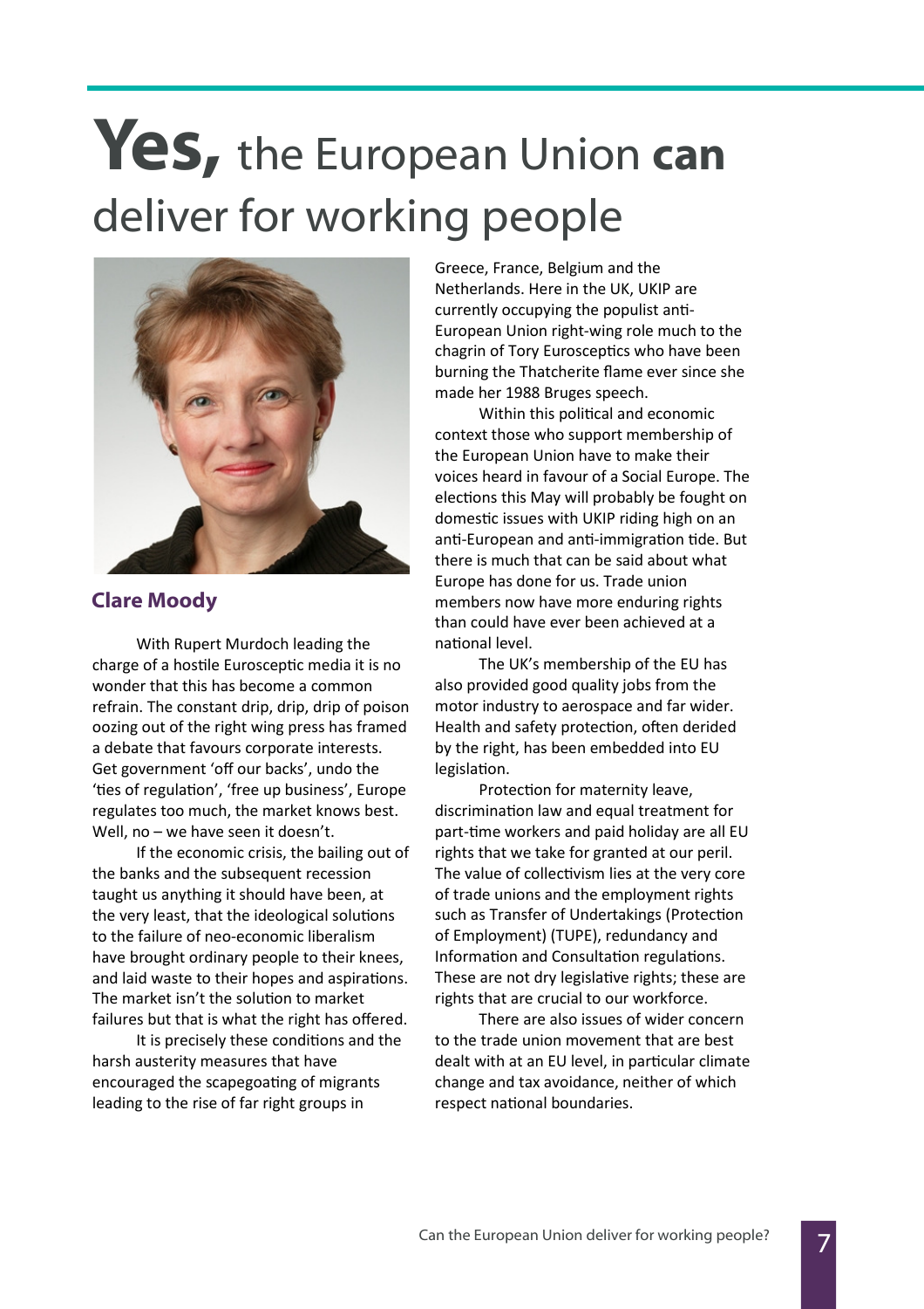# **Yes,** the European Union **can** deliver for working people

## Clare Moody

With Rupert Murdoch leading the charge of a hostile Eurosceptic media it is no wonder that this has become a common refrain. The constant drip, drip, drip of poison oozing out of the right wing press has framed a debate that favours corporate interests. Get government 'off our backs', undo the 'ties of regulation', 'free up business', Europe regulates too much, the market knows best. Well, no – we have seen it doesn't.

If the economic crisis, the bailing out of the banks and the subsequent recession taught us anything it should have been, at the very least, that the ideological solutions to the failure of neo-economic liberalism have brought ordinary people to their knees, and laid waste to their hopes and aspirations. The market isn't the solution to market failures but that is what the right has offered.

It is precisely these conditions and the harsh austerity measures that have encouraged the scapegoating of migrants leading to the rise of far right groups in Greece, France, Belgium and the Netherlands. Here in the UK, UKIP are currently occupying the populist anti-European Union right-wing role much to the chagrin of Tory Eurosceptics who have been burning the Thatcherite flame ever since she made her 1988 Bruges speech.

Within this political and economic context those who support membership of the European Union have to make their voices heard in favour of a Social Europe. The elections this May will probably be fought on domestic issues with UKIP riding high on an anti-European and anti-immigration tide. But there is much that can be said about what Europe has done for us. Trade union members now have more enduring rights than could have ever been achieved at a national level.

The UK's membership of the EU has also provided good quality jobs from the motor industry to aerospace and far wider. Health and safety protection, often derided by the right, has been embedded into EU legislation.

Protection for maternity leave, discrimination law and equal treatment for part-time workers and paid holiday are all EU rights that we take for granted at our peril. The value of collectivism lies at the very core of trade unions and the employment rights such as Transfer of Undertakings (Protection of Employment) (TUPE), redundancy and Information and Consultation regulations. These are not dry legislative rights; these are rights that are crucial to our workforce.

There are also issues of wider concern to the trade union movement that are best dealt with at an EU level, in particular climate change and tax avoidance, neither of which respect national boundaries.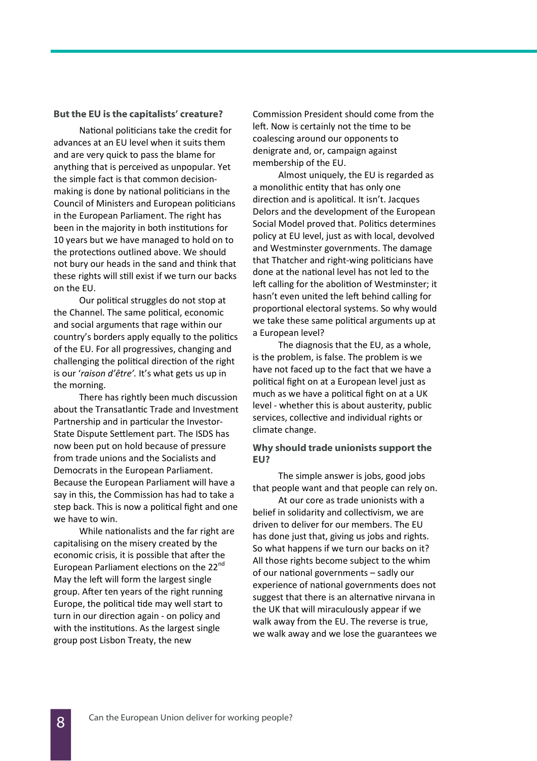### But the EU is the capitalists' creature?

National politicians take the credit for advances at an EU level when it suits them and are very quick to pass the blame for anything that is perceived as unpopular. Yet the simple fact is that common decision-making is done by national politicians in the Council of Ministers and European politicians in the European Parliament. The right has been in the majority in both institutions for 10 years but we have managed to hold on to the protections outlined above. We should not bury our heads in the sand and think that these rights will still exist if we turn our backs on the EU.

Our political struggles do not stop at the Channel. The same political, economic and social arguments that rage within our country's borders apply equally to the politics of the EU. For all progressives, changing and challenging the political direction of the right is our '*raison d'être'*. It's what gets us up in the morning.

There has rightly been much discussion about the Transatlantic Trade and Investment Partnership and in particular the Investor-State Dispute Settlement part. The ISDS has now been put on hold because of pressure from trade unions and the Socialists and Democrats in the European Parliament. Because the European Parliament will have a say in this, the Commission has had to take a step back. This is now a political fight and one we have to win.

While nationalists and the far right are capitalising on the misery created by the economic crisis, it is possible that after the European Parliament elections on the 22nd May the left will form the largest single group. After ten years of the right running Europe, the political tide may well start to turn in our direction again - on policy and with the institutions. As the largest single group post Lisbon Treaty, the new Commission President should come from the left. Now is certainly not the time to be coalescing around our opponents to denigrate and, or, campaign against membership of the EU.

Almost uniquely, the EU is regarded as a monolithic entity that has only one direction and is apolitical. It isn't. Jacques Delors and the development of the European Social Model proved that. Politics determines policy at EU level, just as with local, devolved and Westminster governments. The damage that Thatcher and right-wing politicians have done at the national level has not led to the left calling for the abolition of Westminster; it hasn't even united the left behind calling for proportional electoral systems. So why would we take these same political arguments up at a European level?

The diagnosis that the EU, as a whole, is the problem, is false. The problem is we have not faced up to the fact that we have a political fight on at a European level just as much as we have a political fight on at a UK level - whether this is about austerity, public services, collective and individual rights or climate change.

### Why should trade unionists support the EU?

The simple answer is jobs, good jobs that people want and that people can rely on.

At our core as trade unionists with a belief in solidarity and collectivism, we are driven to deliver for our members. The EU has done just that, giving us jobs and rights. So what happens if we turn our backs on it? All those rights become subject to the whim of our national governments – sadly our experience of national governments does not suggest that there is an alternative nirvana in the UK that will miraculously appear if we walk away from the EU. The reverse is true, we walk away and we lose the guarantees we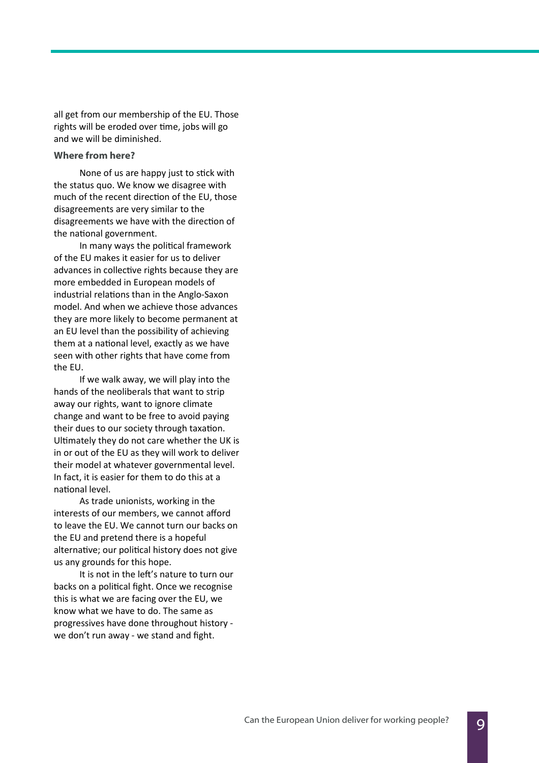all get from our membership of the EU. Those rights will be eroded over time, jobs will go and we will be diminished.

### Where from here?

None of us are happy just to stick with the status quo. We know we disagree with much of the recent direction of the EU, those disagreements are very similar to the disagreements we have with the direction of the national government.

In many ways the political framework of the EU makes it easier for us to deliver advances in collective rights because they are more embedded in European models of industrial relations than in the Anglo-Saxon model. And when we achieve those advances they are more likely to become permanent at an EU level than the possibility of achieving them at a national level, exactly as we have seen with other rights that have come from the EU.

If we walk away, we will play into the hands of the neoliberals that want to strip away our rights, want to ignore climate change and want to be free to avoid paying their dues to our society through taxation. Ultimately they do not care whether the UK is in or out of the EU as they will work to deliver their model at whatever governmental level. In fact, it is easier for them to do this at a national level.

As trade unionists, working in the interests of our members, we cannot afford to leave the EU. We cannot turn our backs on the EU and pretend there is a hopeful alternative; our political history does not give us any grounds for this hope.

It is not in the left's nature to turn our backs on a political fight. Once we recognise this is what we are facing over the EU, we know what we have to do. The same as progressives have done throughout history - we don't run away - we stand and fight.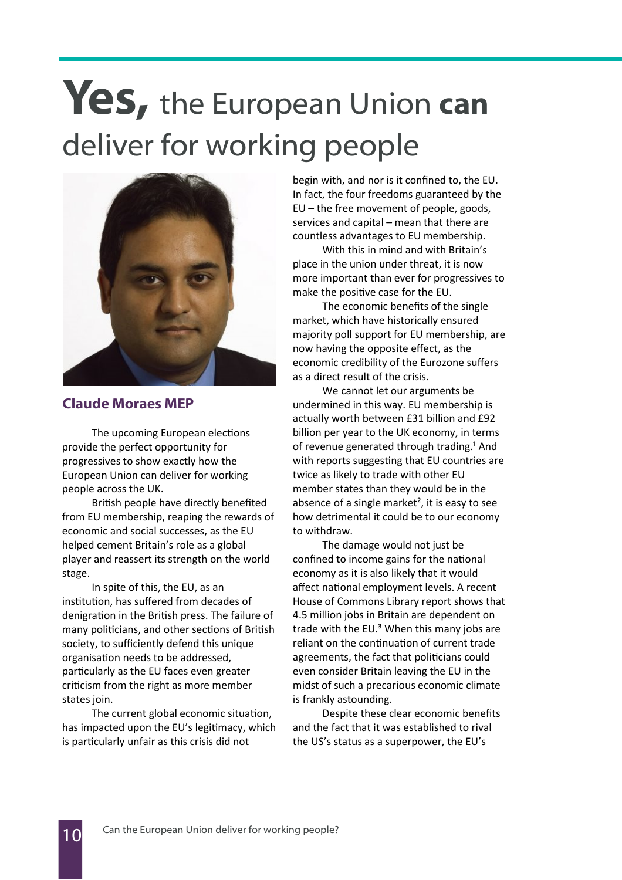# **Yes,** the European Union **can** deliver for working people

### Claude Moraes MEP

The upcoming European elections provide the perfect opportunity for progressives to show exactly how the European Union can deliver for working people across the UK.

British people have directly benefited from EU membership, reaping the rewards of economic and social successes, as the EU helped cement Britain's role as a global player and reassert its strength on the world stage.

In spite of this, the EU, as an institution, has suffered from decades of denigration in the British press. The failure of many politicians, and other sections of British society, to sufficiently defend this unique organisation needs to be addressed, particularly as the EU faces even greater criticism from the right as more member states join.

The current global economic situation, has impacted upon the EU's legitimacy, which is particularly unfair as this crisis did not begin with, and nor is it confined to, the EU. In fact, the four freedoms guaranteed by the EU – the free movement of people, goods, services and capital – mean that there are countless advantages to EU membership.

With this in mind and with Britain's place in the union under threat, it is now more important than ever for progressives to make the positive case for the EU.

The economic benefits of the single market, which have historically ensured majority poll support for EU membership, are now having the opposite effect, as the economic credibility of the Eurozone suffers as a direct result of the crisis.

We cannot let our arguments be undermined in this way. EU membership is actually worth between £31 billion and £92 billion per year to the UK economy, in terms of revenue generated through trading.[1] And with reports suggesting that EU countries are twice as likely to trade with other EU member states than they would be in the absence of a single market[2], it is easy to see how detrimental it could be to our economy to withdraw.

The damage would not just be confined to income gains for the national economy as it is also likely that it would affect national employment levels. A recent House of Commons Library report shows that 4.5 million jobs in Britain are dependent on trade with the EU.[3] When this many jobs are reliant on the continuation of current trade agreements, the fact that politicians could even consider Britain leaving the EU in the midst of such a precarious economic climate is frankly astounding.

Despite these clear economic benefits and the fact that it was established to rival the US's status as a superpower, the EU's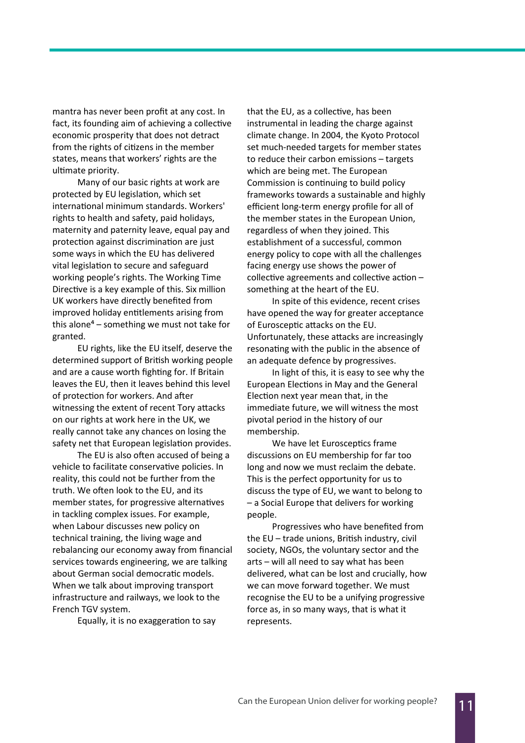mantra has never been profit at any cost. In fact, its founding aim of achieving a collective economic prosperity that does not detract from the rights of citizens in the member states, means that workers' rights are the ultimate priority.

Many of our basic rights at work are protected by EU legislation, which set international minimum standards. Workers' rights to health and safety, paid holidays, maternity and paternity leave, equal pay and protection against discrimination are just some ways in which the EU has delivered vital legislation to secure and safeguard working people's rights. The Working Time Directive is a key example of this. Six million UK workers have directly benefited from improved holiday entitlements arising from this alone[4] – something we must not take for granted.

EU rights, like the EU itself, deserve the determined support of British working people and are a cause worth fighting for. If Britain leaves the EU, then it leaves behind this level of protection for workers. And after witnessing the extent of recent Tory attacks on our rights at work here in the UK, we really cannot take any chances on losing the safety net that European legislation provides.

The EU is also often accused of being a vehicle to facilitate conservative policies. In reality, this could not be further from the truth. We often look to the EU, and its member states, for progressive alternatives in tackling complex issues. For example, when Labour discusses new policy on technical training, the living wage and rebalancing our economy away from financial services towards engineering, we are talking about German social democratic models. When we talk about improving transport infrastructure and railways, we look to the French TGV system.

Equally, it is no exaggeration to say that the EU, as a collective, has been instrumental in leading the charge against climate change. In 2004, the Kyoto Protocol set much-needed targets for member states to reduce their carbon emissions – targets which are being met. The European Commission is continuing to build policy frameworks towards a sustainable and highly efficient long-term energy profile for all of the member states in the European Union, regardless of when they joined. This establishment of a successful, common energy policy to cope with all the challenges facing energy use shows the power of collective agreements and collective action – something at the heart of the EU.

In spite of this evidence, recent crises have opened the way for greater acceptance of Eurosceptic attacks on the EU. Unfortunately, these attacks are increasingly resonating with the public in the absence of an adequate defence by progressives.

In light of this, it is easy to see why the European Elections in May and the General Election next year mean that, in the immediate future, we will witness the most pivotal period in the history of our membership.

We have let Eurosceptics frame discussions on EU membership for far too long and now we must reclaim the debate. This is the perfect opportunity for us to discuss the type of EU, we want to belong to – a Social Europe that delivers for working people.

Progressives who have benefited from the EU – trade unions, British industry, civil society, NGOs, the voluntary sector and the arts – will all need to say what has been delivered, what can be lost and crucially, how we can move forward together. We must recognise the EU to be a unifying progressive force as, in so many ways, that is what it represents.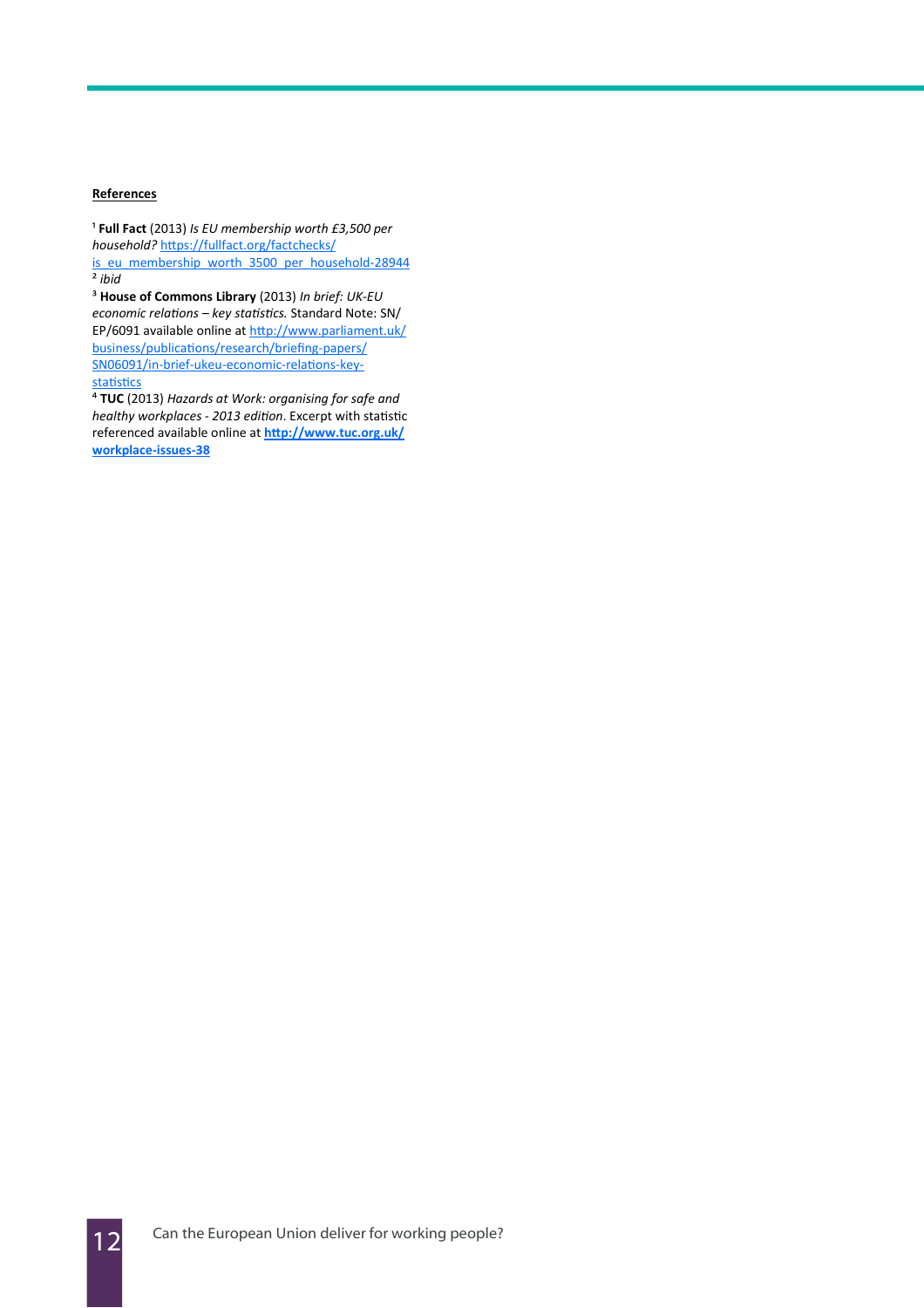**References**

[1] **Full Fact** (2013) *Is EU membership worth £3,500 per household?* https://fullfact.org/factchecks/is_eu_membership_worth_3500_per_household-28944

[2] *ibid*

[3] **House of Commons Library** (2013) *In brief: UK-EU economic relations – key statistics.* Standard Note: SN/EP/6091 available online at http://www.parliament.uk/business/publications/research/briefing-papers/SN06091/in-brief-ukeu-economic-relations-key-statistics

[4] **TUC** (2013) *Hazards at Work: organising for safe and healthy workplaces - 2013 edition*. Excerpt with statistic referenced available online at **http://www.tuc.org.uk/workplace-issues-38**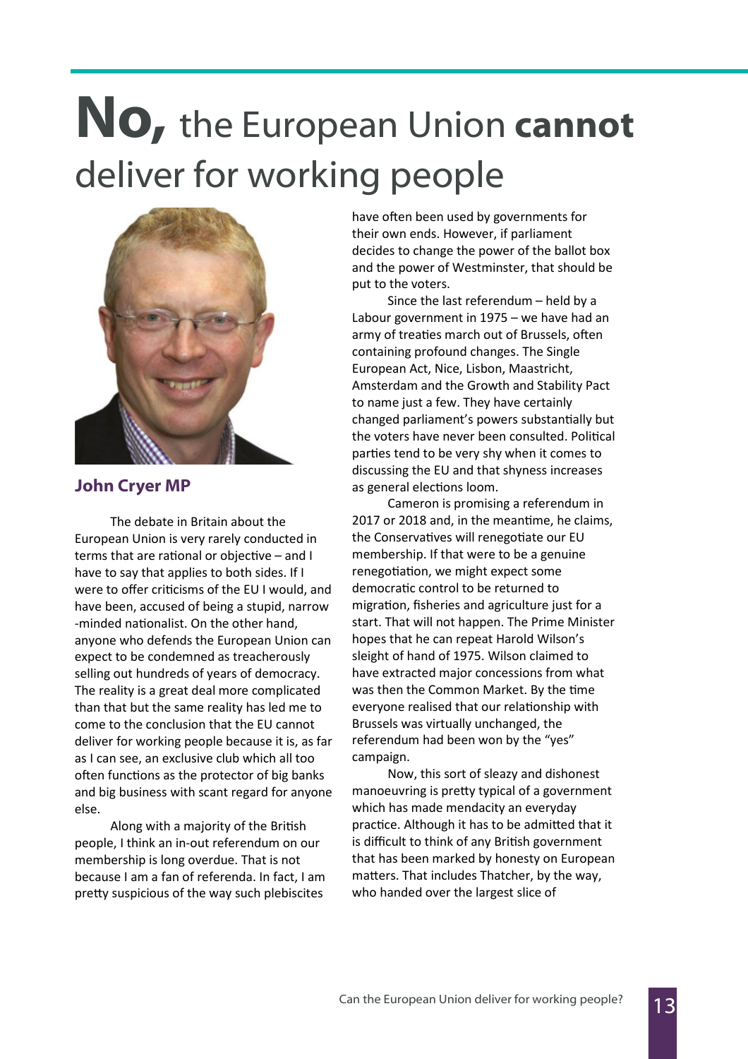# **No,** the European Union **cannot** deliver for working people

**John Cryer MP**

The debate in Britain about the European Union is very rarely conducted in terms that are rational or objective – and I have to say that applies to both sides. If I were to offer criticisms of the EU I would, and have been, accused of being a stupid, narrow-minded nationalist. On the other hand, anyone who defends the European Union can expect to be condemned as treacherously selling out hundreds of years of democracy. The reality is a great deal more complicated than that but the same reality has led me to come to the conclusion that the EU cannot deliver for working people because it is, as far as I can see, an exclusive club which all too often functions as the protector of big banks and big business with scant regard for anyone else.

Along with a majority of the British people, I think an in-out referendum on our membership is long overdue. That is not because I am a fan of referenda. In fact, I am pretty suspicious of the way such plebiscites have often been used by governments for their own ends. However, if parliament decides to change the power of the ballot box and the power of Westminster, that should be put to the voters.

Since the last referendum – held by a Labour government in 1975 – we have had an army of treaties march out of Brussels, often containing profound changes. The Single European Act, Nice, Lisbon, Maastricht, Amsterdam and the Growth and Stability Pact to name just a few. They have certainly changed parliament's powers substantially but the voters have never been consulted. Political parties tend to be very shy when it comes to discussing the EU and that shyness increases as general elections loom.

Cameron is promising a referendum in 2017 or 2018 and, in the meantime, he claims, the Conservatives will renegotiate our EU membership. If that were to be a genuine renegotiation, we might expect some democratic control to be returned to migration, fisheries and agriculture just for a start. That will not happen. The Prime Minister hopes that he can repeat Harold Wilson's sleight of hand of 1975. Wilson claimed to have extracted major concessions from what was then the Common Market. By the time everyone realised that our relationship with Brussels was virtually unchanged, the referendum had been won by the "yes" campaign.

Now, this sort of sleazy and dishonest manoeuvring is pretty typical of a government which has made mendacity an everyday practice. Although it has to be admitted that it is difficult to think of any British government that has been marked by honesty on European matters. That includes Thatcher, by the way, who handed over the largest slice of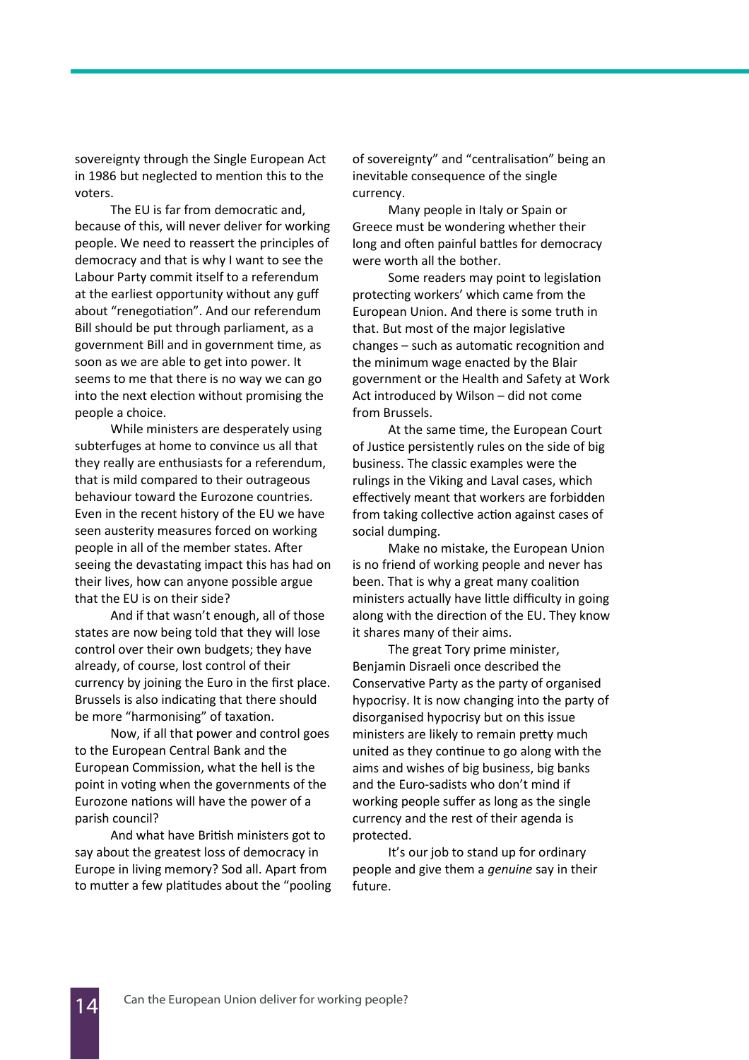sovereignty through the Single European Act in 1986 but neglected to mention this to the voters.

The EU is far from democratic and, because of this, will never deliver for working people. We need to reassert the principles of democracy and that is why I want to see the Labour Party commit itself to a referendum at the earliest opportunity without any guff about "renegotiation". And our referendum Bill should be put through parliament, as a government Bill and in government time, as soon as we are able to get into power. It seems to me that there is no way we can go into the next election without promising the people a choice.

While ministers are desperately using subterfuges at home to convince us all that they really are enthusiasts for a referendum, that is mild compared to their outrageous behaviour toward the Eurozone countries. Even in the recent history of the EU we have seen austerity measures forced on working people in all of the member states. After seeing the devastating impact this has had on their lives, how can anyone possible argue that the EU is on their side?

And if that wasn't enough, all of those states are now being told that they will lose control over their own budgets; they have already, of course, lost control of their currency by joining the Euro in the first place. Brussels is also indicating that there should be more "harmonising" of taxation.

Now, if all that power and control goes to the European Central Bank and the European Commission, what the hell is the point in voting when the governments of the Eurozone nations will have the power of a parish council?

And what have British ministers got to say about the greatest loss of democracy in Europe in living memory? Sod all. Apart from to mutter a few platitudes about the "pooling of sovereignty" and "centralisation" being an inevitable consequence of the single currency.

Many people in Italy or Spain or Greece must be wondering whether their long and often painful battles for democracy were worth all the bother.

Some readers may point to legislation protecting workers' which came from the European Union. And there is some truth in that. But most of the major legislative changes – such as automatic recognition and the minimum wage enacted by the Blair government or the Health and Safety at Work Act introduced by Wilson – did not come from Brussels.

At the same time, the European Court of Justice persistently rules on the side of big business. The classic examples were the rulings in the Viking and Laval cases, which effectively meant that workers are forbidden from taking collective action against cases of social dumping.

Make no mistake, the European Union is no friend of working people and never has been. That is why a great many coalition ministers actually have little difficulty in going along with the direction of the EU. They know it shares many of their aims.

The great Tory prime minister, Benjamin Disraeli once described the Conservative Party as the party of organised hypocrisy. It is now changing into the party of disorganised hypocrisy but on this issue ministers are likely to remain pretty much united as they continue to go along with the aims and wishes of big business, big banks and the Euro-sadists who don't mind if working people suffer as long as the single currency and the rest of their agenda is protected.

It's our job to stand up for ordinary people and give them a *genuine* say in their future.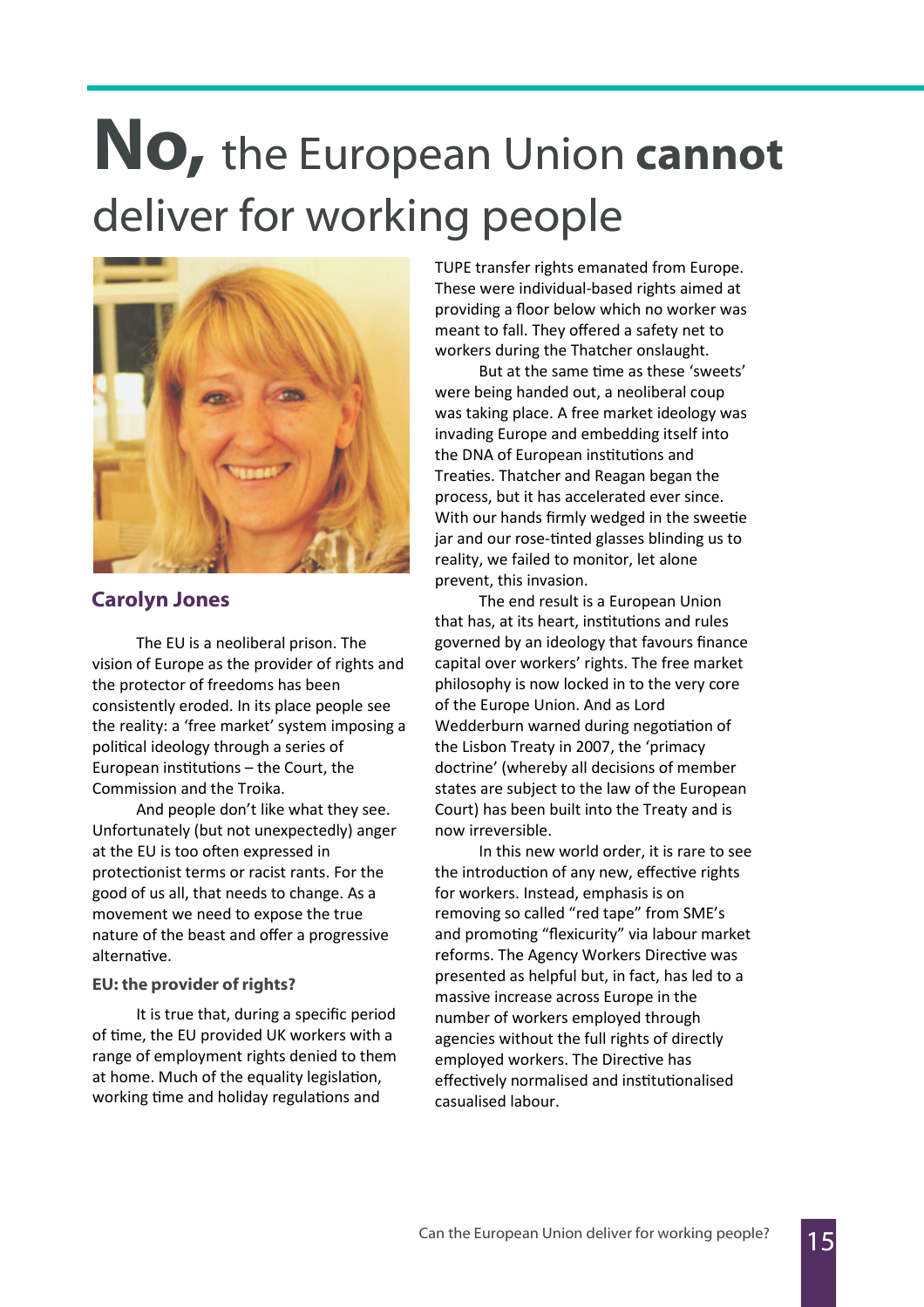# **No,** the European Union **cannot** deliver for working people

**Carolyn Jones**

The EU is a neoliberal prison. The vision of Europe as the provider of rights and the protector of freedoms has been consistently eroded. In its place people see the reality: a 'free market' system imposing a political ideology through a series of European institutions – the Court, the Commission and the Troika.

And people don't like what they see. Unfortunately (but not unexpectedly) anger at the EU is too often expressed in protectionist terms or racist rants. For the good of us all, that needs to change. As a movement we need to expose the true nature of the beast and offer a progressive alternative.

### EU: the provider of rights?

It is true that, during a specific period of time, the EU provided UK workers with a range of employment rights denied to them at home. Much of the equality legislation, working time and holiday regulations and TUPE transfer rights emanated from Europe. These were individual-based rights aimed at providing a floor below which no worker was meant to fall. They offered a safety net to workers during the Thatcher onslaught.

But at the same time as these 'sweets' were being handed out, a neoliberal coup was taking place. A free market ideology was invading Europe and embedding itself into the DNA of European institutions and Treaties. Thatcher and Reagan began the process, but it has accelerated ever since. With our hands firmly wedged in the sweetie jar and our rose-tinted glasses blinding us to reality, we failed to monitor, let alone prevent, this invasion.

The end result is a European Union that has, at its heart, institutions and rules governed by an ideology that favours finance capital over workers' rights. The free market philosophy is now locked in to the very core of the Europe Union. And as Lord Wedderburn warned during negotiation of the Lisbon Treaty in 2007, the 'primacy doctrine' (whereby all decisions of member states are subject to the law of the European Court) has been built into the Treaty and is now irreversible.

In this new world order, it is rare to see the introduction of any new, effective rights for workers. Instead, emphasis is on removing so called "red tape" from SME's and promoting "flexicurity" via labour market reforms. The Agency Workers Directive was presented as helpful but, in fact, has led to a massive increase across Europe in the number of workers employed through agencies without the full rights of directly employed workers. The Directive has effectively normalised and institutionalised casualised labour.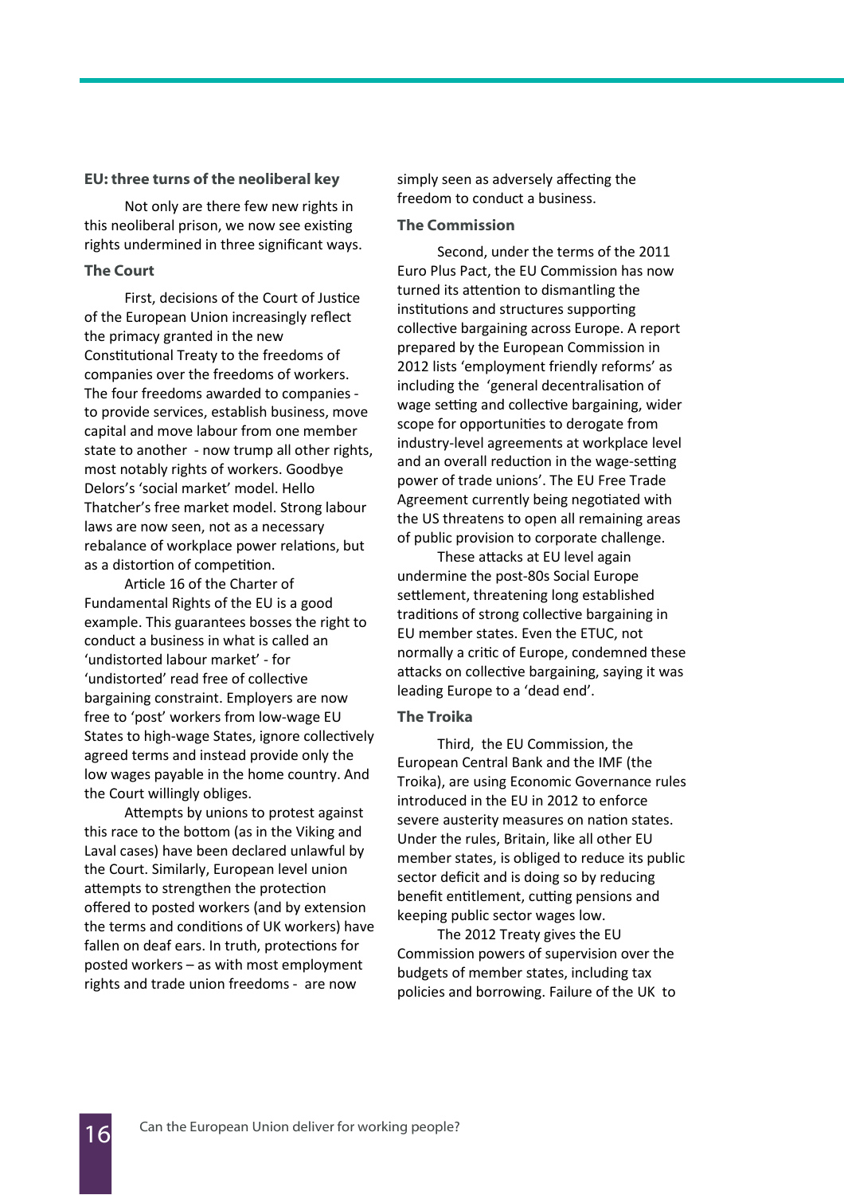## EU: three turns of the neoliberal key

Not only are there few new rights in this neoliberal prison, we now see existing rights undermined in three significant ways.

### The Court

First, decisions of the Court of Justice of the European Union increasingly reflect the primacy granted in the new Constitutional Treaty to the freedoms of companies over the freedoms of workers. The four freedoms awarded to companies - to provide services, establish business, move capital and move labour from one member state to another - now trump all other rights, most notably rights of workers. Goodbye Delors's 'social market' model. Hello Thatcher's free market model. Strong labour laws are now seen, not as a necessary rebalance of workplace power relations, but as a distortion of competition.

Article 16 of the Charter of Fundamental Rights of the EU is a good example. This guarantees bosses the right to conduct a business in what is called an 'undistorted labour market' - for 'undistorted' read free of collective bargaining constraint. Employers are now free to 'post' workers from low-wage EU States to high-wage States, ignore collectively agreed terms and instead provide only the low wages payable in the home country. And the Court willingly obliges.

Attempts by unions to protest against this race to the bottom (as in the Viking and Laval cases) have been declared unlawful by the Court. Similarly, European level union attempts to strengthen the protection offered to posted workers (and by extension the terms and conditions of UK workers) have fallen on deaf ears. In truth, protections for posted workers – as with most employment rights and trade union freedoms - are now simply seen as adversely affecting the freedom to conduct a business.

### The Commission

Second, under the terms of the 2011 Euro Plus Pact, the EU Commission has now turned its attention to dismantling the institutions and structures supporting collective bargaining across Europe. A report prepared by the European Commission in 2012 lists 'employment friendly reforms' as including the 'general decentralisation of wage setting and collective bargaining, wider scope for opportunities to derogate from industry-level agreements at workplace level and an overall reduction in the wage-setting power of trade unions'. The EU Free Trade Agreement currently being negotiated with the US threatens to open all remaining areas of public provision to corporate challenge.

These attacks at EU level again undermine the post-80s Social Europe settlement, threatening long established traditions of strong collective bargaining in EU member states. Even the ETUC, not normally a critic of Europe, condemned these attacks on collective bargaining, saying it was leading Europe to a 'dead end'.

### The Troika

Third, the EU Commission, the European Central Bank and the IMF (the Troika), are using Economic Governance rules introduced in the EU in 2012 to enforce severe austerity measures on nation states. Under the rules, Britain, like all other EU member states, is obliged to reduce its public sector deficit and is doing so by reducing benefit entitlement, cutting pensions and keeping public sector wages low.

The 2012 Treaty gives the EU Commission powers of supervision over the budgets of member states, including tax policies and borrowing. Failure of the UK to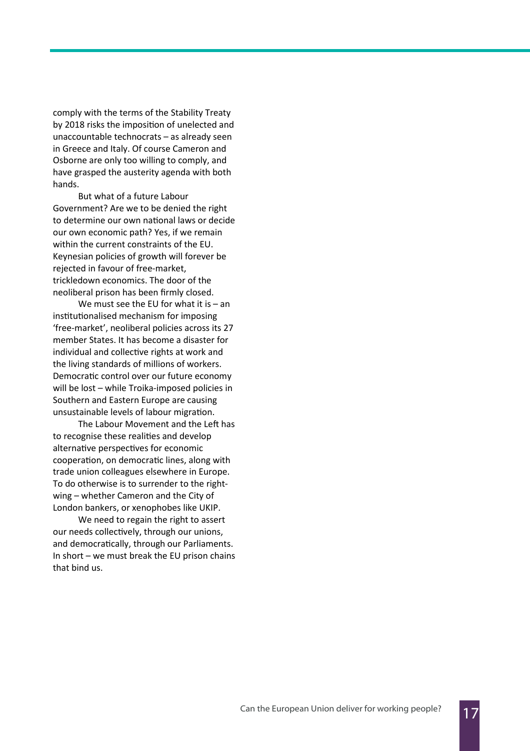comply with the terms of the Stability Treaty by 2018 risks the imposition of unelected and unaccountable technocrats – as already seen in Greece and Italy. Of course Cameron and Osborne are only too willing to comply, and have grasped the austerity agenda with both hands.

But what of a future Labour Government? Are we to be denied the right to determine our own national laws or decide our own economic path? Yes, if we remain within the current constraints of the EU. Keynesian policies of growth will forever be rejected in favour of free-market, trickledown economics. The door of the neoliberal prison has been firmly closed.

We must see the EU for what it is – an institutionalised mechanism for imposing 'free-market', neoliberal policies across its 27 member States. It has become a disaster for individual and collective rights at work and the living standards of millions of workers. Democratic control over our future economy will be lost – while Troika-imposed policies in Southern and Eastern Europe are causing unsustainable levels of labour migration.

The Labour Movement and the Left has to recognise these realities and develop alternative perspectives for economic cooperation, on democratic lines, along with trade union colleagues elsewhere in Europe. To do otherwise is to surrender to the right-wing – whether Cameron and the City of London bankers, or xenophobes like UKIP.

We need to regain the right to assert our needs collectively, through our unions, and democratically, through our Parliaments. In short – we must break the EU prison chains that bind us.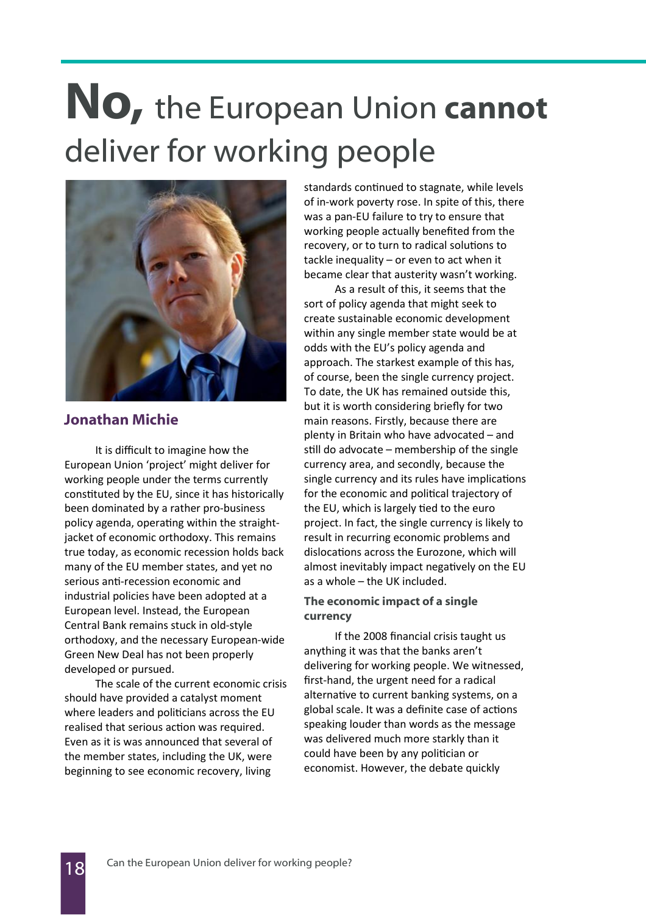# **No,** the European Union **cannot** deliver for working people

### Jonathan Michie

It is difficult to imagine how the European Union 'project' might deliver for working people under the terms currently constituted by the EU, since it has historically been dominated by a rather pro-business policy agenda, operating within the straight-jacket of economic orthodoxy. This remains true today, as economic recession holds back many of the EU member states, and yet no serious anti-recession economic and industrial policies have been adopted at a European level. Instead, the European Central Bank remains stuck in old-style orthodoxy, and the necessary European-wide Green New Deal has not been properly developed or pursued.

The scale of the current economic crisis should have provided a catalyst moment where leaders and politicians across the EU realised that serious action was required. Even as it is was announced that several of the member states, including the UK, were beginning to see economic recovery, living standards continued to stagnate, while levels of in-work poverty rose. In spite of this, there was a pan-EU failure to try to ensure that working people actually benefited from the recovery, or to turn to radical solutions to tackle inequality – or even to act when it became clear that austerity wasn't working.

As a result of this, it seems that the sort of policy agenda that might seek to create sustainable economic development within any single member state would be at odds with the EU's policy agenda and approach. The starkest example of this has, of course, been the single currency project. To date, the UK has remained outside this, but it is worth considering briefly for two main reasons. Firstly, because there are plenty in Britain who have advocated – and still do advocate – membership of the single currency area, and secondly, because the single currency and its rules have implications for the economic and political trajectory of the EU, which is largely tied to the euro project. In fact, the single currency is likely to result in recurring economic problems and dislocations across the Eurozone, which will almost inevitably impact negatively on the EU as a whole – the UK included.

### The economic impact of a single currency

If the 2008 financial crisis taught us anything it was that the banks aren't delivering for working people. We witnessed, first-hand, the urgent need for a radical alternative to current banking systems, on a global scale. It was a definite case of actions speaking louder than words as the message was delivered much more starkly than it could have been by any politician or economist. However, the debate quickly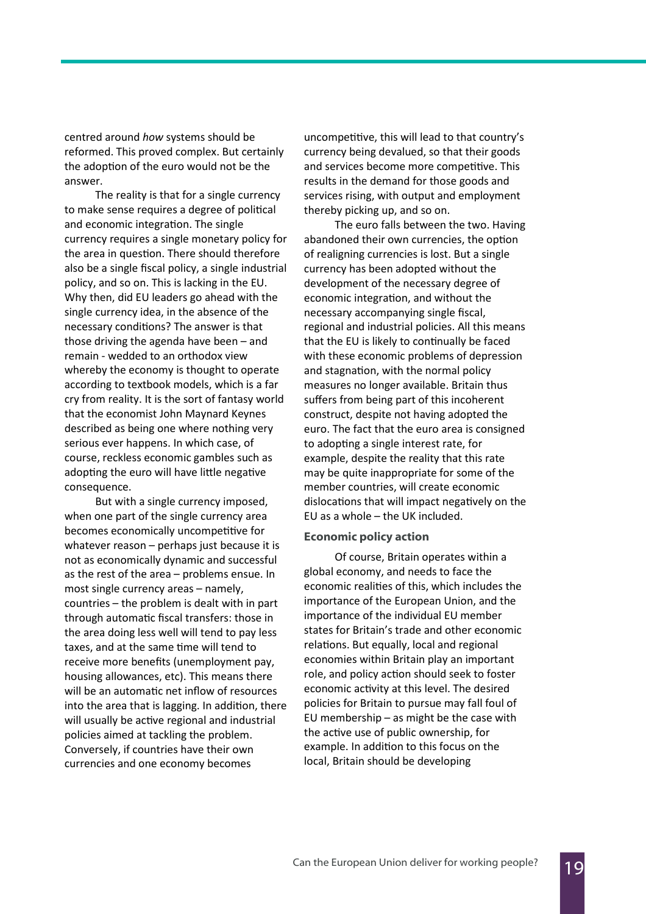centred around *how* systems should be reformed. This proved complex. But certainly the adoption of the euro would not be the answer.

The reality is that for a single currency to make sense requires a degree of political and economic integration. The single currency requires a single monetary policy for the area in question. There should therefore also be a single fiscal policy, a single industrial policy, and so on. This is lacking in the EU. Why then, did EU leaders go ahead with the single currency idea, in the absence of the necessary conditions? The answer is that those driving the agenda have been – and remain - wedded to an orthodox view whereby the economy is thought to operate according to textbook models, which is a far cry from reality. It is the sort of fantasy world that the economist John Maynard Keynes described as being one where nothing very serious ever happens. In which case, of course, reckless economic gambles such as adopting the euro will have little negative consequence.

But with a single currency imposed, when one part of the single currency area becomes economically uncompetitive for whatever reason – perhaps just because it is not as economically dynamic and successful as the rest of the area – problems ensue. In most single currency areas – namely, countries – the problem is dealt with in part through automatic fiscal transfers: those in the area doing less well will tend to pay less taxes, and at the same time will tend to receive more benefits (unemployment pay, housing allowances, etc). This means there will be an automatic net inflow of resources into the area that is lagging. In addition, there will usually be active regional and industrial policies aimed at tackling the problem. Conversely, if countries have their own currencies and one economy becomes uncompetitive, this will lead to that country's currency being devalued, so that their goods and services become more competitive. This results in the demand for those goods and services rising, with output and employment thereby picking up, and so on.

The euro falls between the two. Having abandoned their own currencies, the option of realigning currencies is lost. But a single currency has been adopted without the development of the necessary degree of economic integration, and without the necessary accompanying single fiscal, regional and industrial policies. All this means that the EU is likely to continually be faced with these economic problems of depression and stagnation, with the normal policy measures no longer available. Britain thus suffers from being part of this incoherent construct, despite not having adopted the euro. The fact that the euro area is consigned to adopting a single interest rate, for example, despite the reality that this rate may be quite inappropriate for some of the member countries, will create economic dislocations that will impact negatively on the EU as a whole – the UK included.

### Economic policy action

Of course, Britain operates within a global economy, and needs to face the economic realities of this, which includes the importance of the European Union, and the importance of the individual EU member states for Britain's trade and other economic relations. But equally, local and regional economies within Britain play an important role, and policy action should seek to foster economic activity at this level. The desired policies for Britain to pursue may fall foul of EU membership – as might be the case with the active use of public ownership, for example. In addition to this focus on the local, Britain should be developing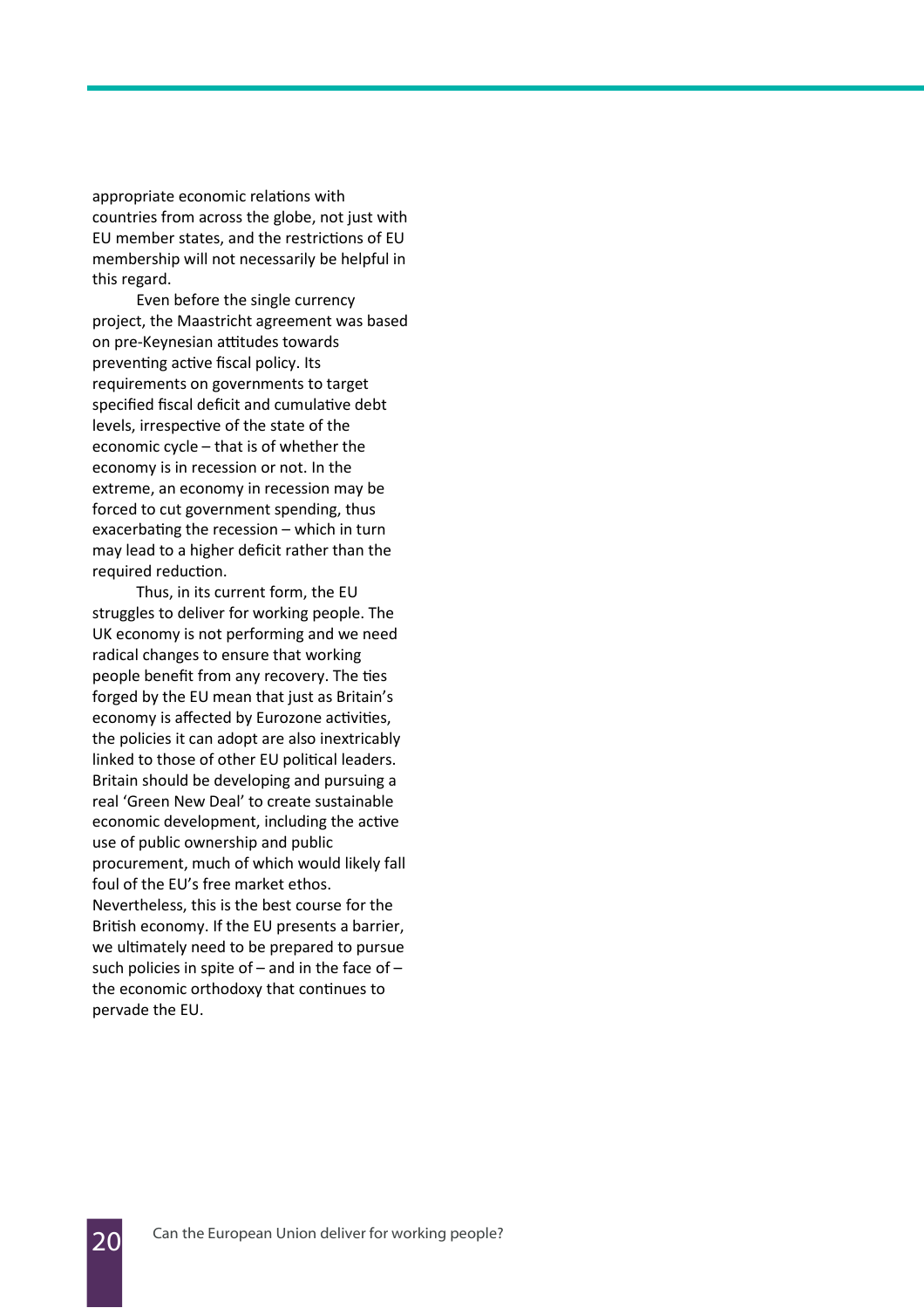appropriate economic relations with countries from across the globe, not just with EU member states, and the restrictions of EU membership will not necessarily be helpful in this regard.

Even before the single currency project, the Maastricht agreement was based on pre-Keynesian attitudes towards preventing active fiscal policy. Its requirements on governments to target specified fiscal deficit and cumulative debt levels, irrespective of the state of the economic cycle – that is of whether the economy is in recession or not. In the extreme, an economy in recession may be forced to cut government spending, thus exacerbating the recession – which in turn may lead to a higher deficit rather than the required reduction.

Thus, in its current form, the EU struggles to deliver for working people. The UK economy is not performing and we need radical changes to ensure that working people benefit from any recovery. The ties forged by the EU mean that just as Britain's economy is affected by Eurozone activities, the policies it can adopt are also inextricably linked to those of other EU political leaders. Britain should be developing and pursuing a real 'Green New Deal' to create sustainable economic development, including the active use of public ownership and public procurement, much of which would likely fall foul of the EU's free market ethos. Nevertheless, this is the best course for the British economy. If the EU presents a barrier, we ultimately need to be prepared to pursue such policies in spite of – and in the face of – the economic orthodoxy that continues to pervade the EU.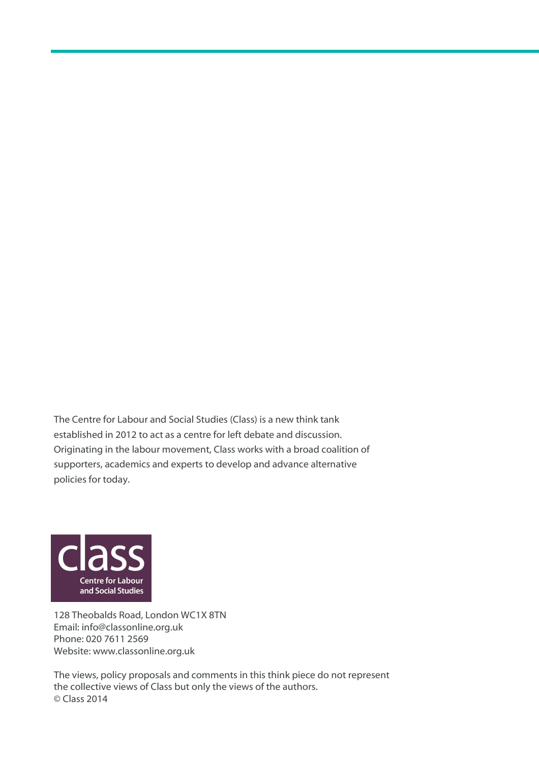The Centre for Labour and Social Studies (Class) is a new think tank established in 2012 to act as a centre for left debate and discussion. Originating in the labour movement, Class works with a broad coalition of supporters, academics and experts to develop and advance alternative policies for today.

class
Centre for Labour and Social Studies

128 Theobalds Road, London WC1X 8TN
Email: info@classonline.org.uk
Phone: 020 7611 2569
Website: www.classonline.org.uk

The views, policy proposals and comments in this think piece do not represent the collective views of Class but only the views of the authors.
© Class 2014